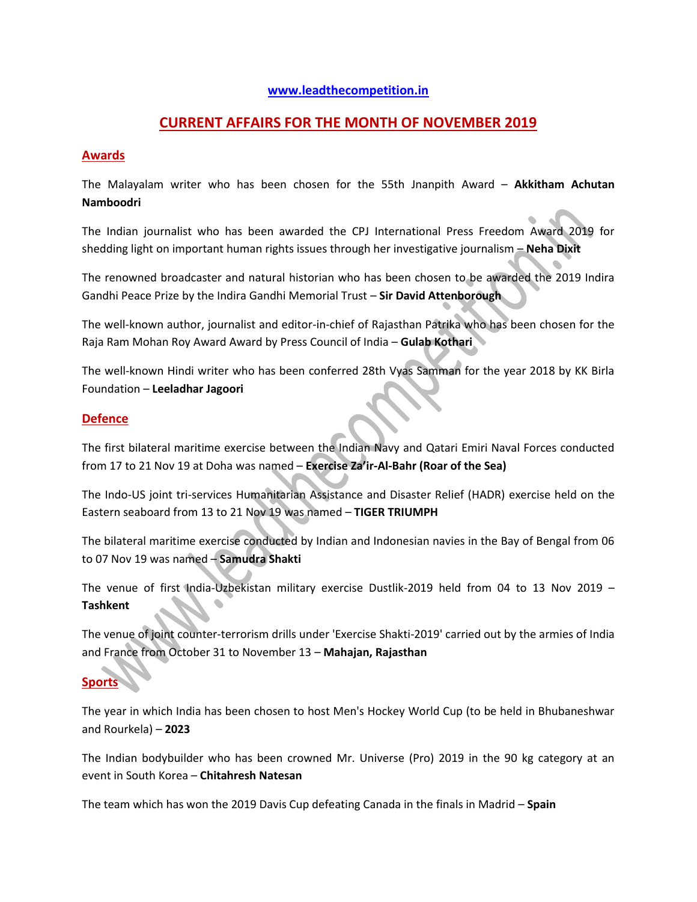www.leadthecompetition.in

# CURRENT AFFAIRS FOR THE MONTH OF NOVEMBER 2019

## Awards

The Malayalam writer who has been chosen for the 55th Jnanpith Award – **Akkitham Achutan Namboodri**

The Indian journalist who has been awarded the CPJ International Press Freedom Award 2019 for shedding light on important human rights issues through her investigative journalism – **Neha Dixit**

The renowned broadcaster and natural historian who has been chosen to be awarded the 2019 Indira Gandhi Peace Prize by the Indira Gandhi Memorial Trust – **Sir David Attenborough**

The well-known author, journalist and editor-in-chief of Rajasthan Patrika who has been chosen for the Raja Ram Mohan Roy Award Award by Press Council of India – **Gulab Kothari**

The well-known Hindi writer who has been conferred 28th Vyas Samman for the year 2018 by KK Birla Foundation – **Leeladhar Jagoori**

## Defence

The first bilateral maritime exercise between the Indian Navy and Qatari Emiri Naval Forces conducted from 17 to 21 Nov 19 at Doha was named – **Exercise Za'ir-Al-Bahr (Roar of the Sea)**

The Indo-US joint tri-services Humanitarian Assistance and Disaster Relief (HADR) exercise held on the Eastern seaboard from 13 to 21 Nov 19 was named – **TIGER TRIUMPH**

The bilateral maritime exercise conducted by Indian and Indonesian navies in the Bay of Bengal from 06 to 07 Nov 19 was named – **Samudra Shakti**

The venue of first India-Uzbekistan military exercise Dustlik-2019 held from 04 to 13 Nov 2019 – **Tashkent**

The venue of joint counter-terrorism drills under 'Exercise Shakti-2019' carried out by the armies of India and France from October 31 to November 13 – **Mahajan, Rajasthan**

## Sports

The year in which India has been chosen to host Men's Hockey World Cup (to be held in Bhubaneshwar and Rourkela) – **2023**

The Indian bodybuilder who has been crowned Mr. Universe (Pro) 2019 in the 90 kg category at an event in South Korea – **Chitahresh Natesan**

The team which has won the 2019 Davis Cup defeating Canada in the finals in Madrid – **Spain**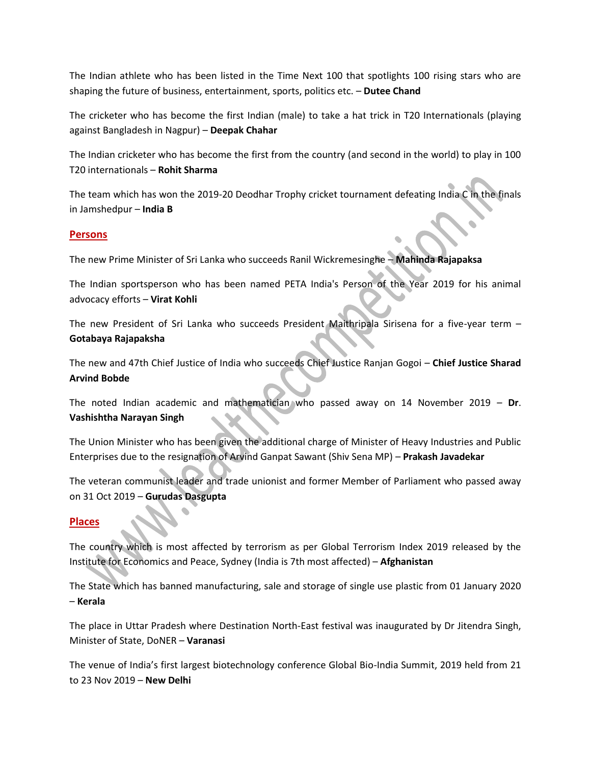The Indian athlete who has been listed in the Time Next 100 that spotlights 100 rising stars who are shaping the future of business, entertainment, sports, politics etc. – **Dutee Chand**

The cricketer who has become the first Indian (male) to take a hat trick in T20 Internationals (playing against Bangladesh in Nagpur) – **Deepak Chahar**

The Indian cricketer who has become the first from the country (and second in the world) to play in 100 T20 internationals – **Rohit Sharma**

The team which has won the 2019-20 Deodhar Trophy cricket tournament defeating India C in the finals in Jamshedpur – **India B**

## Persons

The new Prime Minister of Sri Lanka who succeeds Ranil Wickremesinghe – **Mahinda Rajapaksa**

The Indian sportsperson who has been named PETA India's Person of the Year 2019 for his animal advocacy efforts – **Virat Kohli**

The new President of Sri Lanka who succeeds President Maithripala Sirisena for a five-year term – **Gotabaya Rajapaksha**

The new and 47th Chief Justice of India who succeeds Chief Justice Ranjan Gogoi – **Chief Justice Sharad Arvind Bobde**

The noted Indian academic and mathematician who passed away on 14 November 2019 – **Dr. Vashishtha Narayan Singh**

The Union Minister who has been given the additional charge of Minister of Heavy Industries and Public Enterprises due to the resignation of Arvind Ganpat Sawant (Shiv Sena MP) – **Prakash Javadekar**

The veteran communist leader and trade unionist and former Member of Parliament who passed away on 31 Oct 2019 – **Gurudas Dasgupta**

## Places

The country which is most affected by terrorism as per Global Terrorism Index 2019 released by the Institute for Economics and Peace, Sydney (India is 7th most affected) – **Afghanistan**

The State which has banned manufacturing, sale and storage of single use plastic from 01 January 2020 – **Kerala**

The place in Uttar Pradesh where Destination North-East festival was inaugurated by Dr Jitendra Singh, Minister of State, DoNER – **Varanasi**

The venue of India's first largest biotechnology conference Global Bio-India Summit, 2019 held from 21 to 23 Nov 2019 – **New Delhi**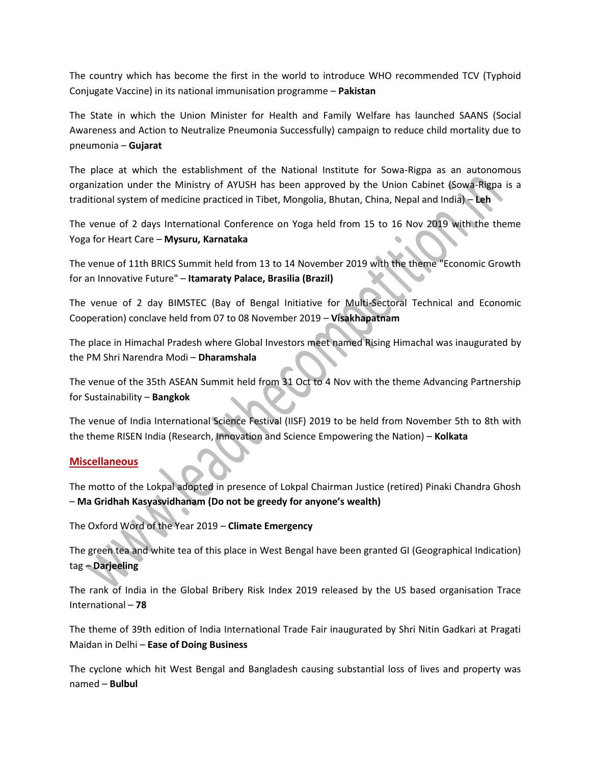The country which has become the first in the world to introduce WHO recommended TCV (Typhoid Conjugate Vaccine) in its national immunisation programme – **Pakistan**

The State in which the Union Minister for Health and Family Welfare has launched SAANS (Social Awareness and Action to Neutralize Pneumonia Successfully) campaign to reduce child mortality due to pneumonia – **Gujarat**

The place at which the establishment of the National Institute for Sowa-Rigpa as an autonomous organization under the Ministry of AYUSH has been approved by the Union Cabinet (Sowa-Rigpa is a traditional system of medicine practiced in Tibet, Mongolia, Bhutan, China, Nepal and India) – **Leh**

The venue of 2 days International Conference on Yoga held from 15 to 16 Nov 2019 with the theme Yoga for Heart Care – **Mysuru, Karnataka**

The venue of 11th BRICS Summit held from 13 to 14 November 2019 with the theme "Economic Growth for an Innovative Future" – **Itamaraty Palace, Brasilia (Brazil)**

The venue of 2 day BIMSTEC (Bay of Bengal Initiative for Multi-Sectoral Technical and Economic Cooperation) conclave held from 07 to 08 November 2019 – **Visakhapatnam**

The place in Himachal Pradesh where Global Investors meet named Rising Himachal was inaugurated by the PM Shri Narendra Modi – **Dharamshala**

The venue of the 35th ASEAN Summit held from 31 Oct to 4 Nov with the theme Advancing Partnership for Sustainability – **Bangkok**

The venue of India International Science Festival (IISF) 2019 to be held from November 5th to 8th with the theme RISEN India (Research, Innovation and Science Empowering the Nation) – **Kolkata**

## Miscellaneous

The motto of the Lokpal adopted in presence of Lokpal Chairman Justice (retired) Pinaki Chandra Ghosh – **Ma Gridhah Kasyasvidhanam (Do not be greedy for anyone's wealth)**

The Oxford Word of the Year 2019 – **Climate Emergency**

The green tea and white tea of this place in West Bengal have been granted GI (Geographical Indication) tag – **Darjeeling**

The rank of India in the Global Bribery Risk Index 2019 released by the US based organisation Trace International – **78**

The theme of 39th edition of India International Trade Fair inaugurated by Shri Nitin Gadkari at Pragati Maidan in Delhi – **Ease of Doing Business**

The cyclone which hit West Bengal and Bangladesh causing substantial loss of lives and property was named – **Bulbul**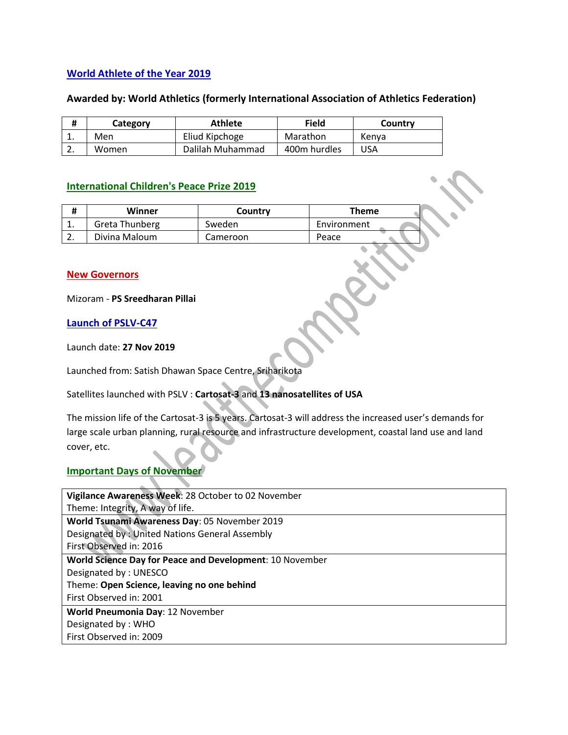## World Athlete of the Year 2019

**Awarded by: World Athletics (formerly International Association of Athletics Federation)**

| # | Category | Athlete | Field | Country |
|---|---|---|---|---|
| 1. | Men | Eliud Kipchoge | Marathon | Kenya |
| 2. | Women | Dalilah Muhammad | 400m hurdles | USA |

## International Children's Peace Prize 2019

| # | Winner | Country | Theme |
|---|---|---|---|
| 1. | Greta Thunberg | Sweden | Environment |
| 2. | Divina Maloum | Cameroon | Peace |

## New Governors

Mizoram - **PS Sreedharan Pillai**

## Launch of PSLV-C47

Launch date: **27 Nov 2019**

Launched from: Satish Dhawan Space Centre, Sriharikota

Satellites launched with PSLV : **Cartosat-3** and **13 nanosatellites of USA**

The mission life of the Cartosat-3 is 5 years. Cartosat-3 will address the increased user's demands for large scale urban planning, rural resource and infrastructure development, coastal land use and land cover, etc.

## Important Days of November

| |
|---|
| **Vigilance Awareness Week**: 28 October to 02 November<br>Theme: Integrity, A way of life. |
| **World Tsunami Awareness Day**: 05 November 2019<br>Designated by : United Nations General Assembly<br>First Observed in: 2016 |
| **World Science Day for Peace and Development**: 10 November<br>Designated by : UNESCO<br>Theme: **Open Science, leaving no one behind**<br>First Observed in: 2001 |
| **World Pneumonia Day**: 12 November<br>Designated by : WHO<br>First Observed in: 2009 |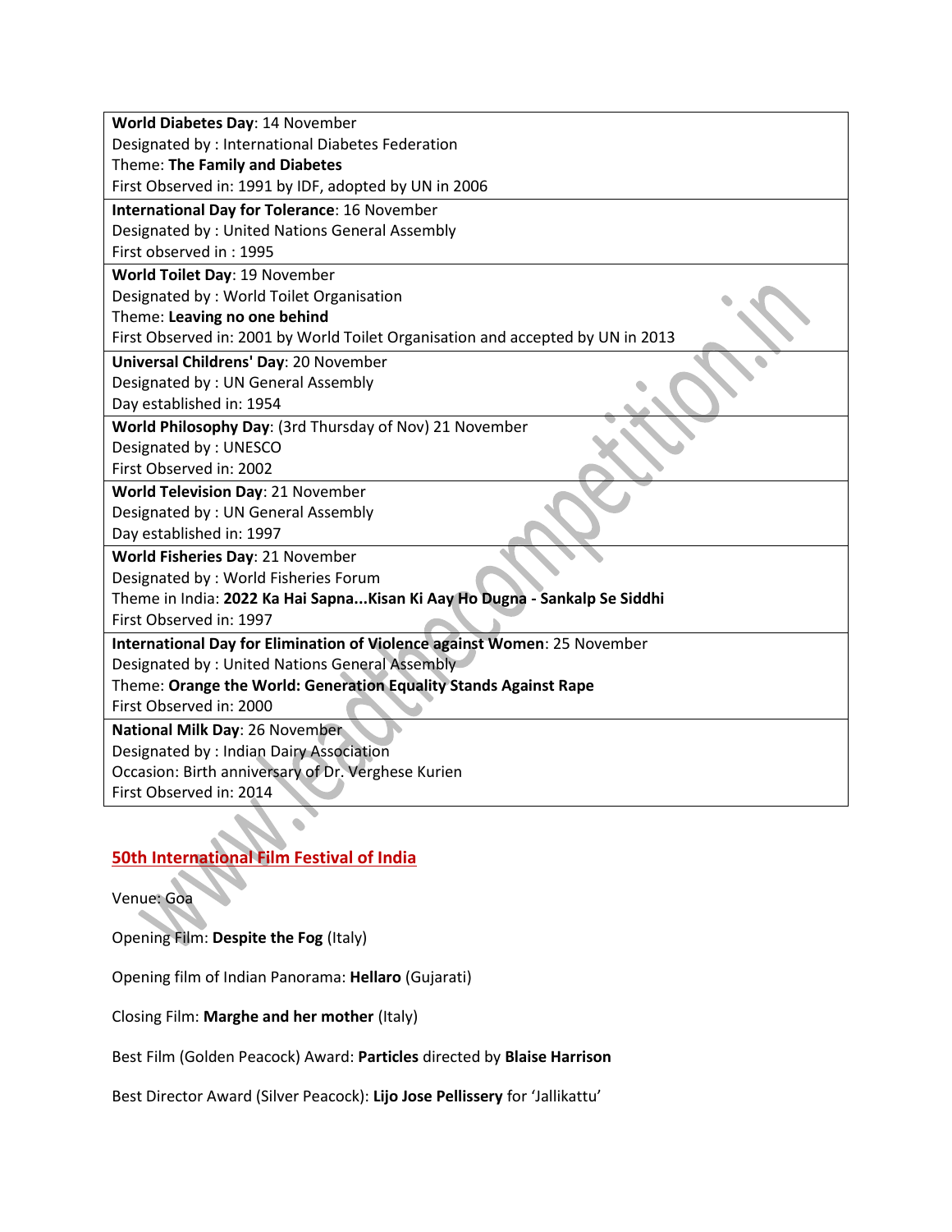| |
|---|
| **World Diabetes Day**: 14 November<br>Designated by : International Diabetes Federation<br>Theme: **The Family and Diabetes**<br>First Observed in: 1991 by IDF, adopted by UN in 2006 |
| **International Day for Tolerance**: 16 November<br>Designated by : United Nations General Assembly<br>First observed in : 1995 |
| **World Toilet Day**: 19 November<br>Designated by : World Toilet Organisation<br>Theme: **Leaving no one behind**<br>First Observed in: 2001 by World Toilet Organisation and accepted by UN in 2013 |
| **Universal Childrens' Day**: 20 November<br>Designated by : UN General Assembly<br>Day established in: 1954 |
| **World Philosophy Day**: (3rd Thursday of Nov) 21 November<br>Designated by : UNESCO<br>First Observed in: 2002 |
| **World Television Day**: 21 November<br>Designated by : UN General Assembly<br>Day established in: 1997 |
| **World Fisheries Day**: 21 November<br>Designated by : World Fisheries Forum<br>Theme in India: **2022 Ka Hai Sapna...Kisan Ki Aay Ho Dugna - Sankalp Se Siddhi**<br>First Observed in: 1997 |
| **International Day for Elimination of Violence against Women**: 25 November<br>Designated by : United Nations General Assembly<br>Theme: **Orange the World: Generation Equality Stands Against Rape**<br>First Observed in: 2000 |
| **National Milk Day**: 26 November<br>Designated by : Indian Dairy Association<br>Occasion: Birth anniversary of Dr. Verghese Kurien<br>First Observed in: 2014 |

## 50th International Film Festival of India

Venue: Goa

Opening Film: **Despite the Fog** (Italy)

Opening film of Indian Panorama: **Hellaro** (Gujarati)

Closing Film: **Marghe and her mother** (Italy)

Best Film (Golden Peacock) Award: **Particles** directed by **Blaise Harrison**

Best Director Award (Silver Peacock): **Lijo Jose Pellissery** for 'Jallikattu'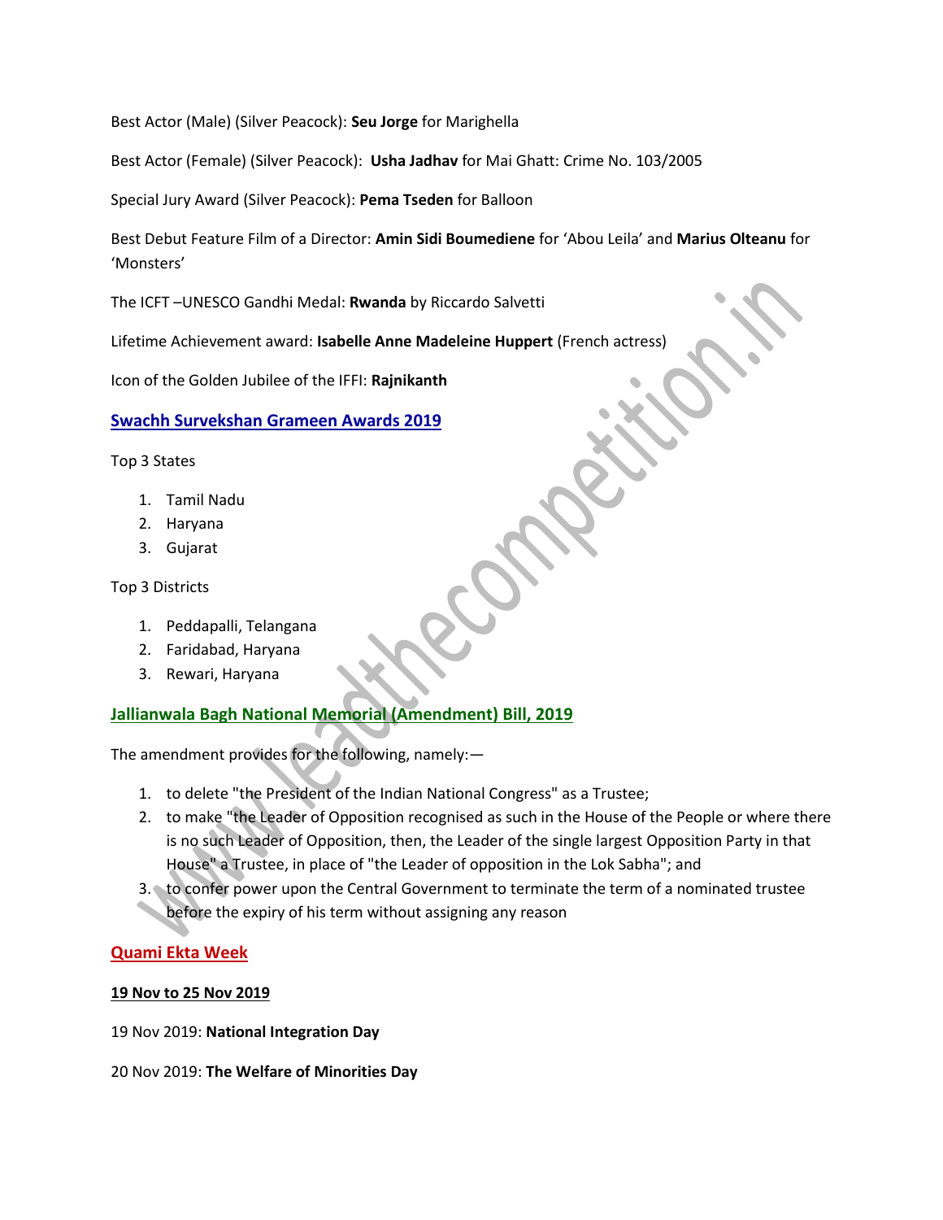Best Actor (Male) (Silver Peacock): **Seu Jorge** for Marighella

Best Actor (Female) (Silver Peacock): **Usha Jadhav** for Mai Ghatt: Crime No. 103/2005

Special Jury Award (Silver Peacock): **Pema Tseden** for Balloon

Best Debut Feature Film of a Director: **Amin Sidi Boumediene** for 'Abou Leila' and **Marius Olteanu** for 'Monsters'

The ICFT –UNESCO Gandhi Medal: **Rwanda** by Riccardo Salvetti

Lifetime Achievement award: **Isabelle Anne Madeleine Huppert** (French actress)

Icon of the Golden Jubilee of the IFFI: **Rajnikanth**

## Swachh Survekshan Grameen Awards 2019

Top 3 States

1. Tamil Nadu
2. Haryana
3. Gujarat

Top 3 Districts

1. Peddapalli, Telangana
2. Faridabad, Haryana
3. Rewari, Haryana

## Jallianwala Bagh National Memorial (Amendment) Bill, 2019

The amendment provides for the following, namely:—

1. to delete "the President of the Indian National Congress" as a Trustee;
2. to make "the Leader of Opposition recognised as such in the House of the People or where there is no such Leader of Opposition, then, the Leader of the single largest Opposition Party in that House" a Trustee, in place of "the Leader of opposition in the Lok Sabha"; and
3. to confer power upon the Central Government to terminate the term of a nominated trustee before the expiry of his term without assigning any reason

## Quami Ekta Week

**19 Nov to 25 Nov 2019**

19 Nov 2019: **National Integration Day**

20 Nov 2019: **The Welfare of Minorities Day**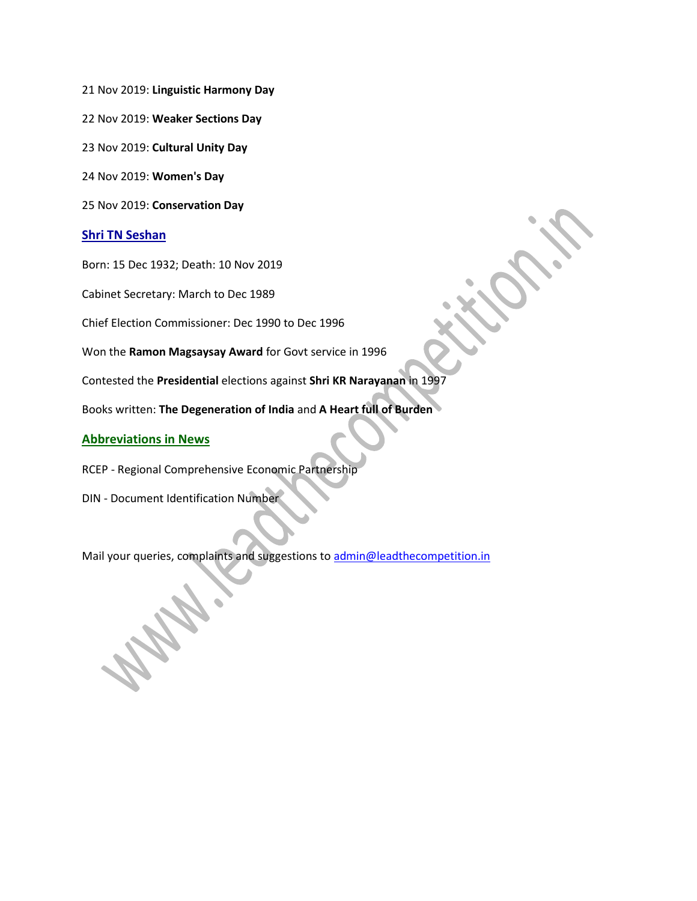21 Nov 2019: **Linguistic Harmony Day**

22 Nov 2019: **Weaker Sections Day**

23 Nov 2019: **Cultural Unity Day**

24 Nov 2019: **Women's Day**

25 Nov 2019: **Conservation Day**

## Shri TN Seshan

Born: 15 Dec 1932; Death: 10 Nov 2019

Cabinet Secretary: March to Dec 1989

Chief Election Commissioner: Dec 1990 to Dec 1996

Won the **Ramon Magsaysay Award** for Govt service in 1996

Contested the **Presidential** elections against **Shri KR Narayanan** in 1997

Books written: **The Degeneration of India** and **A Heart full of Burden**

## Abbreviations in News

RCEP - Regional Comprehensive Economic Partnership

DIN - Document Identification Number

Mail your queries, complaints and suggestions to admin@leadthecompetition.in